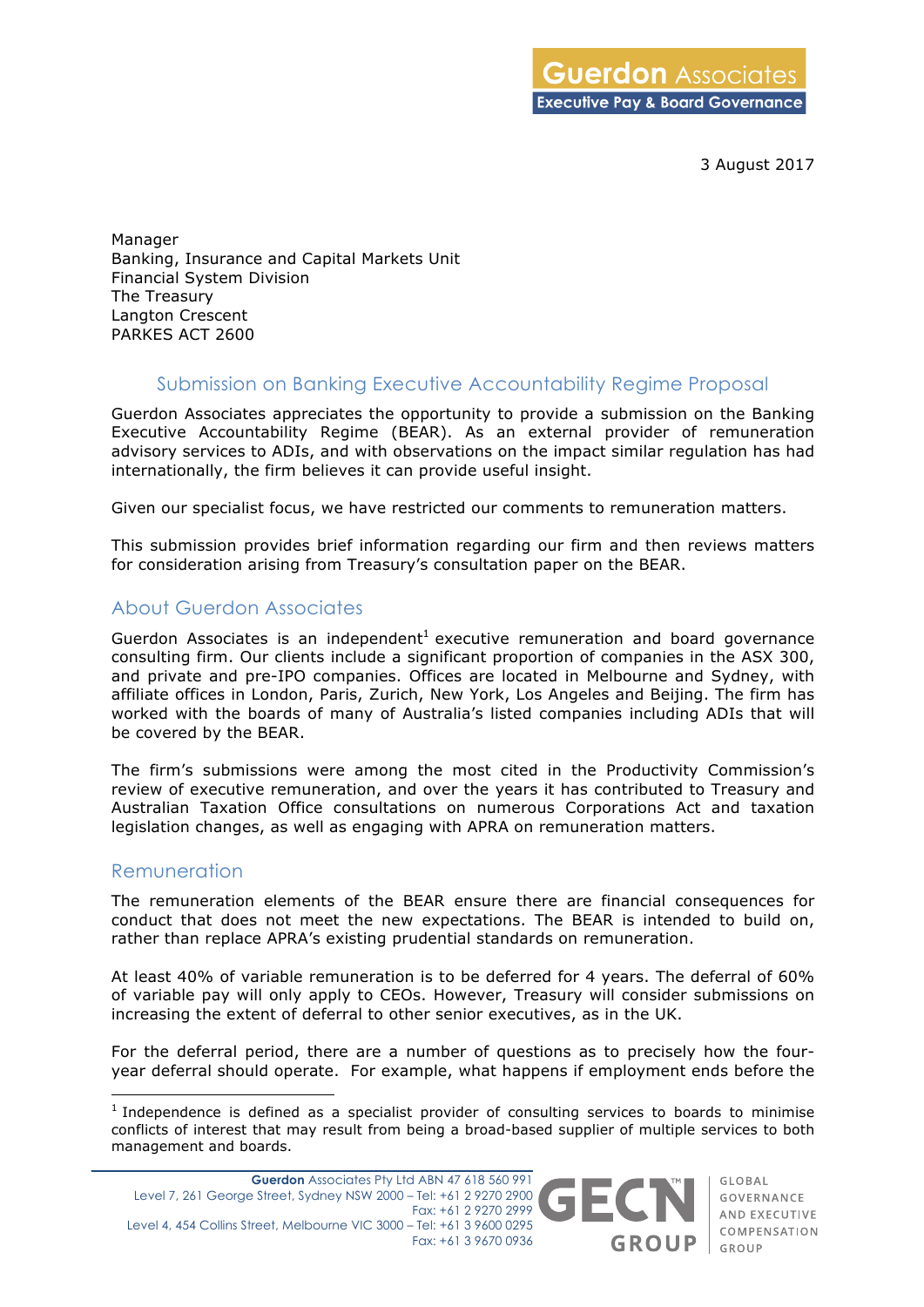3 August 2017

Manager
Banking, Insurance and Capital Markets Unit
Financial System Division
The Treasury
Langton Crescent
PARKES ACT 2600

# Submission on Banking Executive Accountability Regime Proposal

Guerdon Associates appreciates the opportunity to provide a submission on the Banking Executive Accountability Regime (BEAR). As an external provider of remuneration advisory services to ADIs, and with observations on the impact similar regulation has had internationally, the firm believes it can provide useful insight.

Given our specialist focus, we have restricted our comments to remuneration matters.

This submission provides brief information regarding our firm and then reviews matters for consideration arising from Treasury's consultation paper on the BEAR.

## About Guerdon Associates

Guerdon Associates is an independent[1] executive remuneration and board governance consulting firm. Our clients include a significant proportion of companies in the ASX 300, and private and pre-IPO companies. Offices are located in Melbourne and Sydney, with affiliate offices in London, Paris, Zurich, New York, Los Angeles and Beijing. The firm has worked with the boards of many of Australia's listed companies including ADIs that will be covered by the BEAR.

The firm's submissions were among the most cited in the Productivity Commission's review of executive remuneration, and over the years it has contributed to Treasury and Australian Taxation Office consultations on numerous Corporations Act and taxation legislation changes, as well as engaging with APRA on remuneration matters.

## Remuneration

The remuneration elements of the BEAR ensure there are financial consequences for conduct that does not meet the new expectations. The BEAR is intended to build on, rather than replace APRA's existing prudential standards on remuneration.

At least 40% of variable remuneration is to be deferred for 4 years. The deferral of 60% of variable pay will only apply to CEOs. However, Treasury will consider submissions on increasing the extent of deferral to other senior executives, as in the UK.

For the deferral period, there are a number of questions as to precisely how the four-year deferral should operate. For example, what happens if employment ends before the

[1] Independence is defined as a specialist provider of consulting services to boards to minimise conflicts of interest that may result from being a broad-based supplier of multiple services to both management and boards.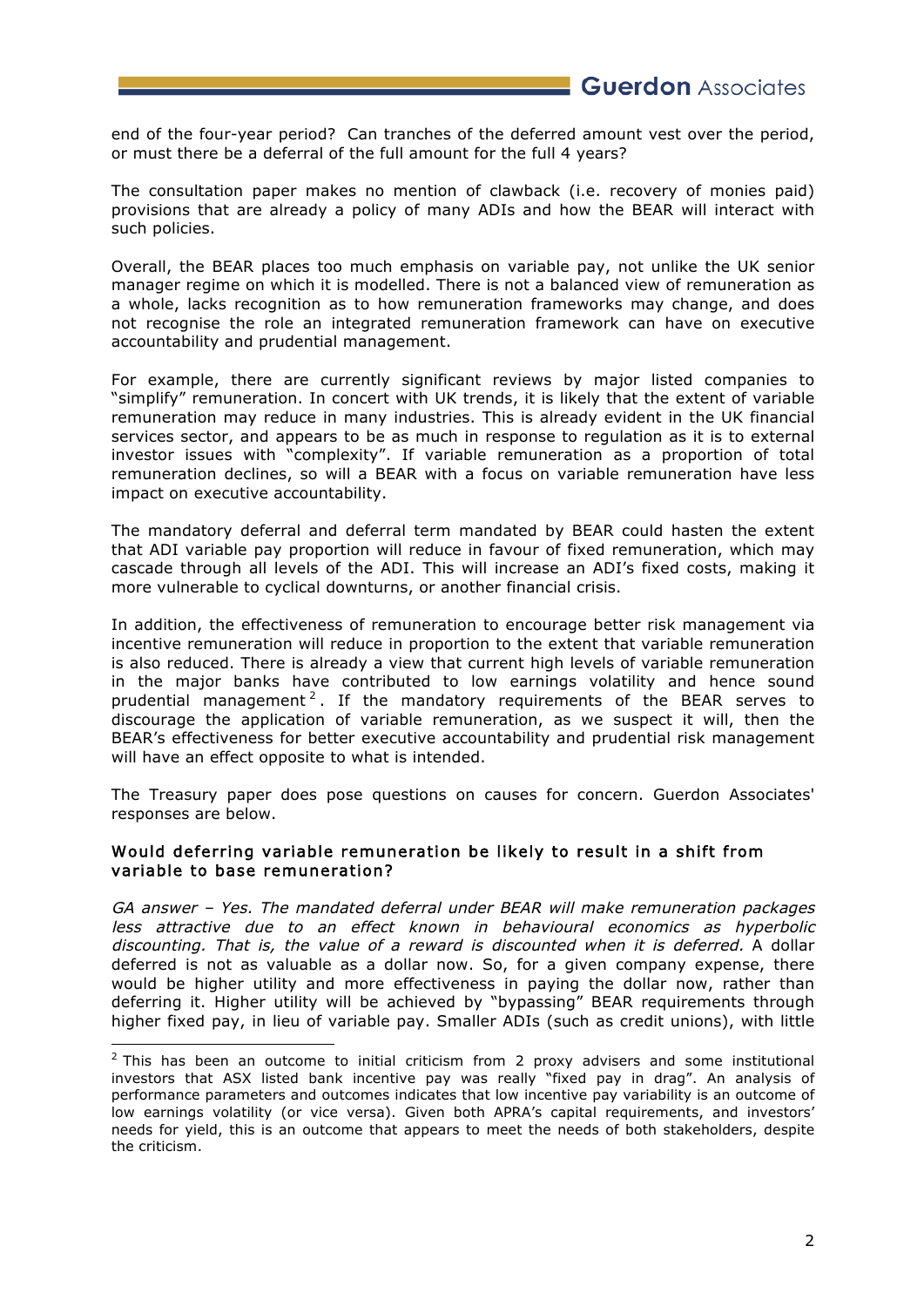end of the four-year period? Can tranches of the deferred amount vest over the period, or must there be a deferral of the full amount for the full 4 years?

The consultation paper makes no mention of clawback (i.e. recovery of monies paid) provisions that are already a policy of many ADIs and how the BEAR will interact with such policies.

Overall, the BEAR places too much emphasis on variable pay, not unlike the UK senior manager regime on which it is modelled. There is not a balanced view of remuneration as a whole, lacks recognition as to how remuneration frameworks may change, and does not recognise the role an integrated remuneration framework can have on executive accountability and prudential management.

For example, there are currently significant reviews by major listed companies to "simplify" remuneration. In concert with UK trends, it is likely that the extent of variable remuneration may reduce in many industries. This is already evident in the UK financial services sector, and appears to be as much in response to regulation as it is to external investor issues with "complexity". If variable remuneration as a proportion of total remuneration declines, so will a BEAR with a focus on variable remuneration have less impact on executive accountability.

The mandatory deferral and deferral term mandated by BEAR could hasten the extent that ADI variable pay proportion will reduce in favour of fixed remuneration, which may cascade through all levels of the ADI. This will increase an ADI's fixed costs, making it more vulnerable to cyclical downturns, or another financial crisis.

In addition, the effectiveness of remuneration to encourage better risk management via incentive remuneration will reduce in proportion to the extent that variable remuneration is also reduced. There is already a view that current high levels of variable remuneration in the major banks have contributed to low earnings volatility and hence sound prudential management[2]. If the mandatory requirements of the BEAR serves to discourage the application of variable remuneration, as we suspect it will, then the BEAR's effectiveness for better executive accountability and prudential risk management will have an effect opposite to what is intended.

The Treasury paper does pose questions on causes for concern. Guerdon Associates' responses are below.

### Would deferring variable remuneration be likely to result in a shift from variable to base remuneration?

*GA answer – Yes. The mandated deferral under BEAR will make remuneration packages less attractive due to an effect known in behavioural economics as hyperbolic discounting. That is, the value of a reward is discounted when it is deferred.* A dollar deferred is not as valuable as a dollar now. So, for a given company expense, there would be higher utility and more effectiveness in paying the dollar now, rather than deferring it. Higher utility will be achieved by "bypassing" BEAR requirements through higher fixed pay, in lieu of variable pay. Smaller ADIs (such as credit unions), with little

---

[2] This has been an outcome to initial criticism from 2 proxy advisers and some institutional investors that ASX listed bank incentive pay was really "fixed pay in drag". An analysis of performance parameters and outcomes indicates that low incentive pay variability is an outcome of low earnings volatility (or vice versa). Given both APRA's capital requirements, and investors' needs for yield, this is an outcome that appears to meet the needs of both stakeholders, despite the criticism.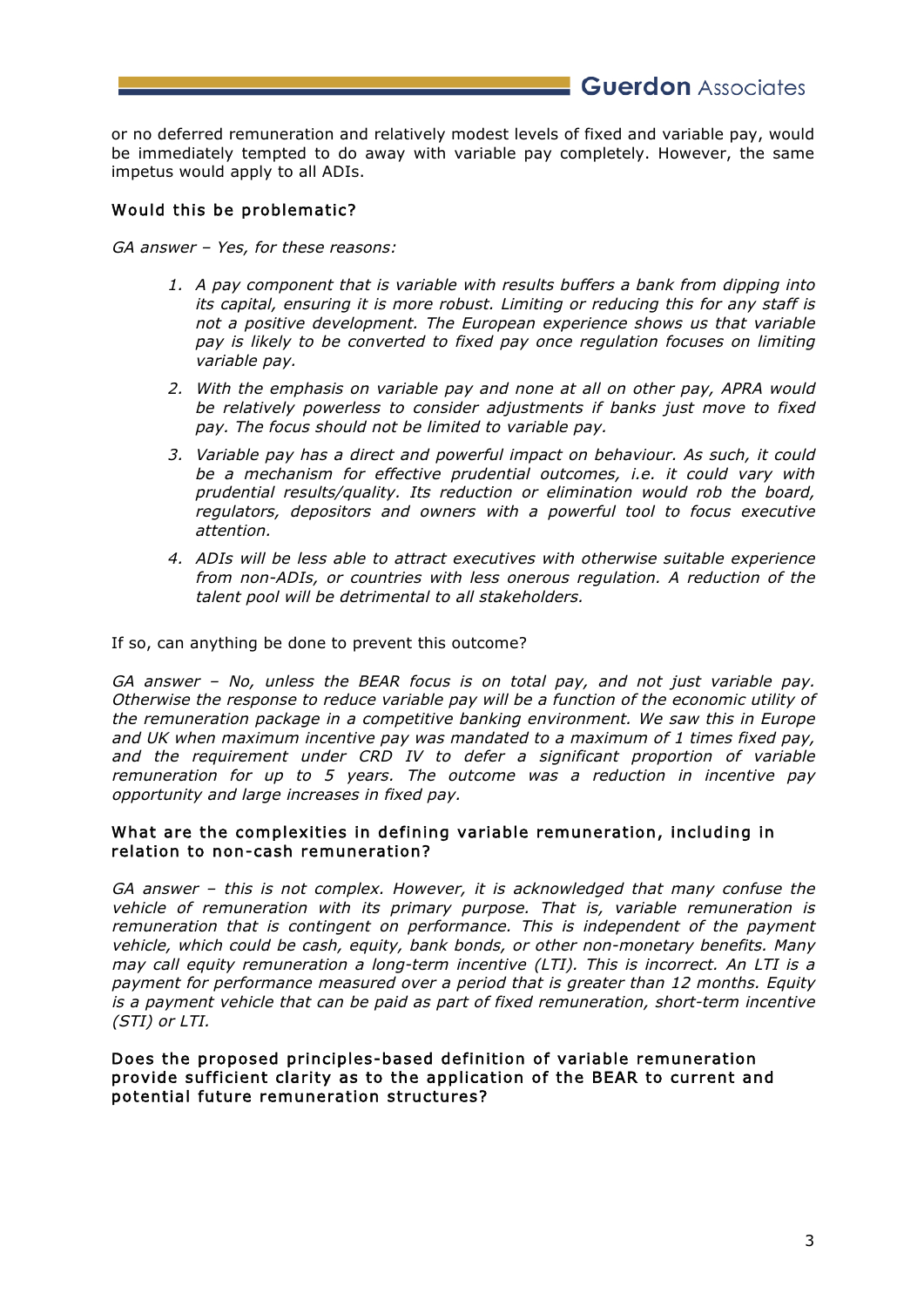or no deferred remuneration and relatively modest levels of fixed and variable pay, would be immediately tempted to do away with variable pay completely. However, the same impetus would apply to all ADIs.

### Would this be problematic?

*GA answer – Yes, for these reasons:*

1. *A pay component that is variable with results buffers a bank from dipping into its capital, ensuring it is more robust. Limiting or reducing this for any staff is not a positive development. The European experience shows us that variable pay is likely to be converted to fixed pay once regulation focuses on limiting variable pay.*
2. *With the emphasis on variable pay and none at all on other pay, APRA would be relatively powerless to consider adjustments if banks just move to fixed pay. The focus should not be limited to variable pay.*
3. *Variable pay has a direct and powerful impact on behaviour. As such, it could be a mechanism for effective prudential outcomes, i.e. it could vary with prudential results/quality. Its reduction or elimination would rob the board, regulators, depositors and owners with a powerful tool to focus executive attention.*
4. *ADIs will be less able to attract executives with otherwise suitable experience from non-ADIs, or countries with less onerous regulation. A reduction of the talent pool will be detrimental to all stakeholders.*

If so, can anything be done to prevent this outcome?

*GA answer – No, unless the BEAR focus is on total pay, and not just variable pay. Otherwise the response to reduce variable pay will be a function of the economic utility of the remuneration package in a competitive banking environment. We saw this in Europe and UK when maximum incentive pay was mandated to a maximum of 1 times fixed pay, and the requirement under CRD IV to defer a significant proportion of variable remuneration for up to 5 years. The outcome was a reduction in incentive pay opportunity and large increases in fixed pay.*

### What are the complexities in defining variable remuneration, including in relation to non-cash remuneration?

*GA answer – this is not complex. However, it is acknowledged that many confuse the vehicle of remuneration with its primary purpose. That is, variable remuneration is remuneration that is contingent on performance. This is independent of the payment vehicle, which could be cash, equity, bank bonds, or other non-monetary benefits. Many may call equity remuneration a long-term incentive (LTI). This is incorrect. An LTI is a payment for performance measured over a period that is greater than 12 months. Equity is a payment vehicle that can be paid as part of fixed remuneration, short-term incentive (STI) or LTI.*

### Does the proposed principles-based definition of variable remuneration provide sufficient clarity as to the application of the BEAR to current and potential future remuneration structures?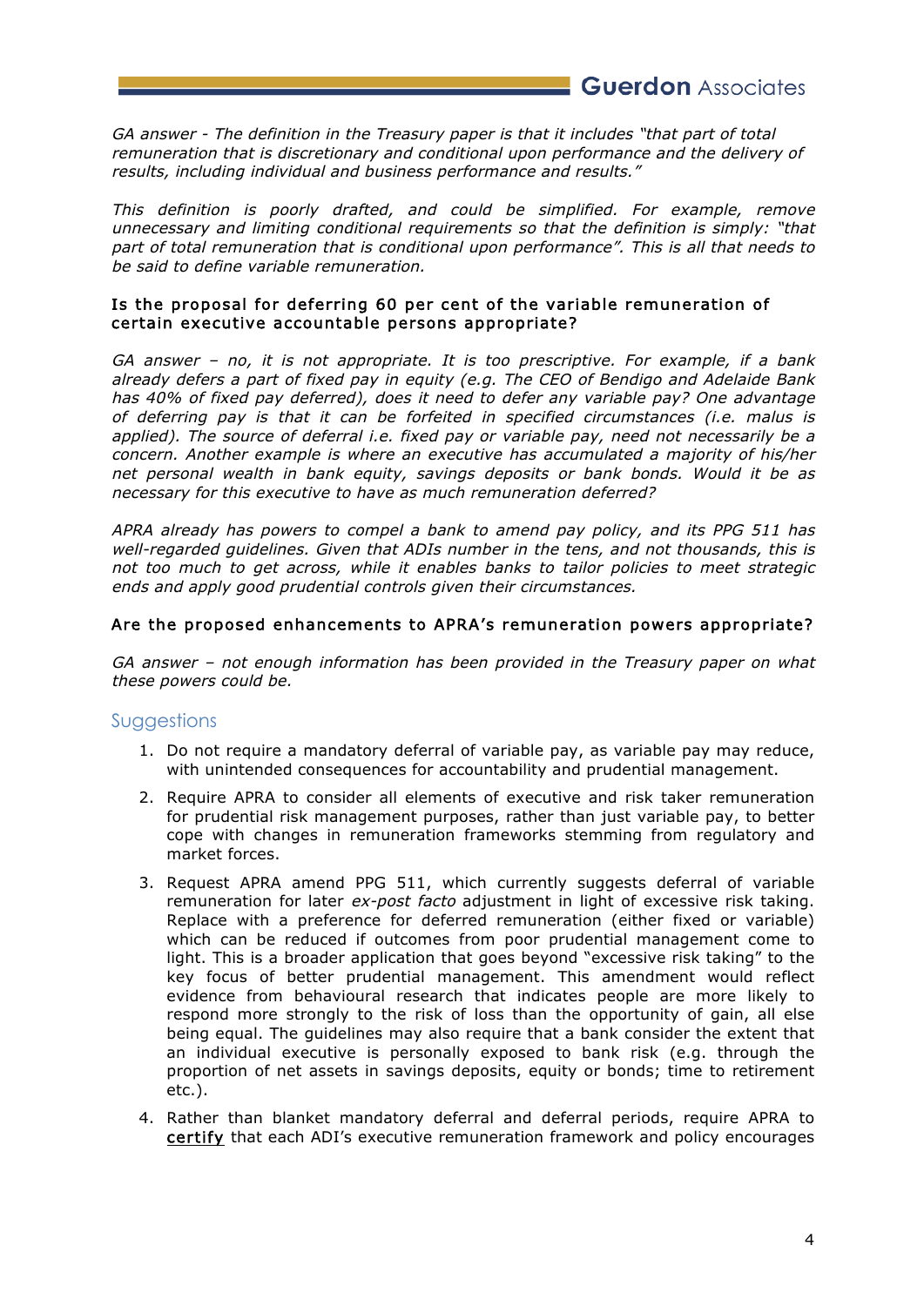*GA answer - The definition in the Treasury paper is that it includes "that part of total remuneration that is discretionary and conditional upon performance and the delivery of results, including individual and business performance and results."*

*This definition is poorly drafted, and could be simplified. For example, remove unnecessary and limiting conditional requirements so that the definition is simply: "that part of total remuneration that is conditional upon performance". This is all that needs to be said to define variable remuneration.*

**Is the proposal for deferring 60 per cent of the variable remuneration of certain executive accountable persons appropriate?**

*GA answer – no, it is not appropriate. It is too prescriptive. For example, if a bank already defers a part of fixed pay in equity (e.g. The CEO of Bendigo and Adelaide Bank has 40% of fixed pay deferred), does it need to defer any variable pay? One advantage of deferring pay is that it can be forfeited in specified circumstances (i.e. malus is applied). The source of deferral i.e. fixed pay or variable pay, need not necessarily be a concern. Another example is where an executive has accumulated a majority of his/her net personal wealth in bank equity, savings deposits or bank bonds. Would it be as necessary for this executive to have as much remuneration deferred?*

*APRA already has powers to compel a bank to amend pay policy, and its PPG 511 has well-regarded guidelines. Given that ADIs number in the tens, and not thousands, this is not too much to get across, while it enables banks to tailor policies to meet strategic ends and apply good prudential controls given their circumstances.*

**Are the proposed enhancements to APRA's remuneration powers appropriate?**

*GA answer – not enough information has been provided in the Treasury paper on what these powers could be.*

## Suggestions

1. Do not require a mandatory deferral of variable pay, as variable pay may reduce, with unintended consequences for accountability and prudential management.
2. Require APRA to consider all elements of executive and risk taker remuneration for prudential risk management purposes, rather than just variable pay, to better cope with changes in remuneration frameworks stemming from regulatory and market forces.
3. Request APRA amend PPG 511, which currently suggests deferral of variable remuneration for later *ex-post facto* adjustment in light of excessive risk taking. Replace with a preference for deferred remuneration (either fixed or variable) which can be reduced if outcomes from poor prudential management come to light. This is a broader application that goes beyond "excessive risk taking" to the key focus of better prudential management. This amendment would reflect evidence from behavioural research that indicates people are more likely to respond more strongly to the risk of loss than the opportunity of gain, all else being equal. The guidelines may also require that a bank consider the extent that an individual executive is personally exposed to bank risk (e.g. through the proportion of net assets in savings deposits, equity or bonds; time to retirement etc.).
4. Rather than blanket mandatory deferral and deferral periods, require APRA to <u>certify</u> that each ADI's executive remuneration framework and policy encourages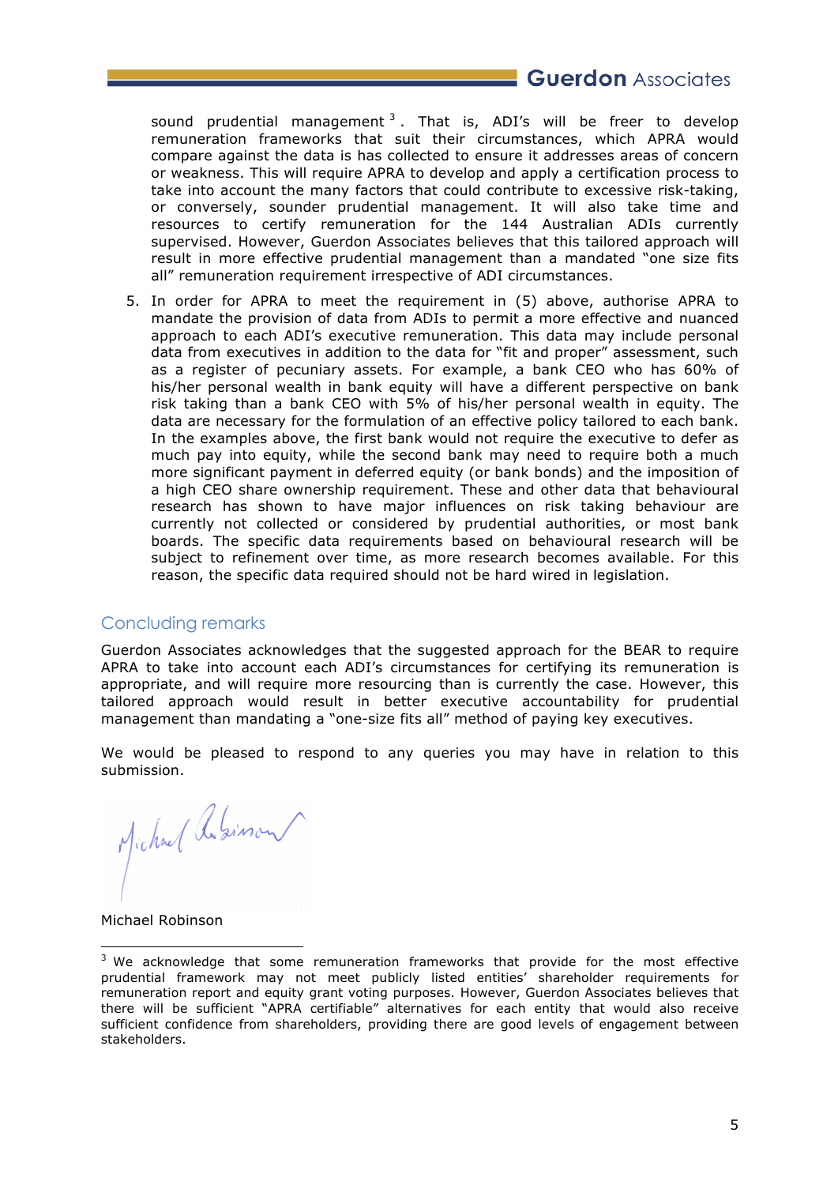sound prudential management[3]. That is, ADI's will be freer to develop remuneration frameworks that suit their circumstances, which APRA would compare against the data is has collected to ensure it addresses areas of concern or weakness. This will require APRA to develop and apply a certification process to take into account the many factors that could contribute to excessive risk-taking, or conversely, sounder prudential management. It will also take time and resources to certify remuneration for the 144 Australian ADIs currently supervised. However, Guerdon Associates believes that this tailored approach will result in more effective prudential management than a mandated "one size fits all" remuneration requirement irrespective of ADI circumstances.

5. In order for APRA to meet the requirement in (5) above, authorise APRA to mandate the provision of data from ADIs to permit a more effective and nuanced approach to each ADI's executive remuneration. This data may include personal data from executives in addition to the data for "fit and proper" assessment, such as a register of pecuniary assets. For example, a bank CEO who has 60% of his/her personal wealth in bank equity will have a different perspective on bank risk taking than a bank CEO with 5% of his/her personal wealth in equity. The data are necessary for the formulation of an effective policy tailored to each bank. In the examples above, the first bank would not require the executive to defer as much pay into equity, while the second bank may need to require both a much more significant payment in deferred equity (or bank bonds) and the imposition of a high CEO share ownership requirement. These and other data that behavioural research has shown to have major influences on risk taking behaviour are currently not collected or considered by prudential authorities, or most bank boards. The specific data requirements based on behavioural research will be subject to refinement over time, as more research becomes available. For this reason, the specific data required should not be hard wired in legislation.

## Concluding remarks

Guerdon Associates acknowledges that the suggested approach for the BEAR to require APRA to take into account each ADI's circumstances for certifying its remuneration is appropriate, and will require more resourcing than is currently the case. However, this tailored approach would result in better executive accountability for prudential management than mandating a "one-size fits all" method of paying key executives.

We would be pleased to respond to any queries you may have in relation to this submission.

Michael Robinson

---

[3] We acknowledge that some remuneration frameworks that provide for the most effective prudential framework may not meet publicly listed entities' shareholder requirements for remuneration report and equity grant voting purposes. However, Guerdon Associates believes that there will be sufficient "APRA certifiable" alternatives for each entity that would also receive sufficient confidence from shareholders, providing there are good levels of engagement between stakeholders.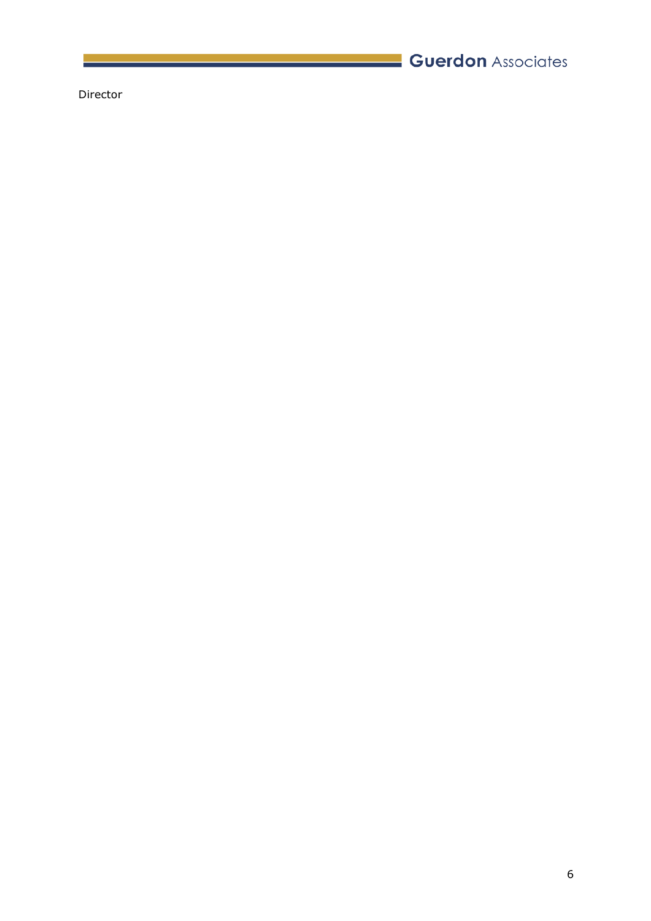Director